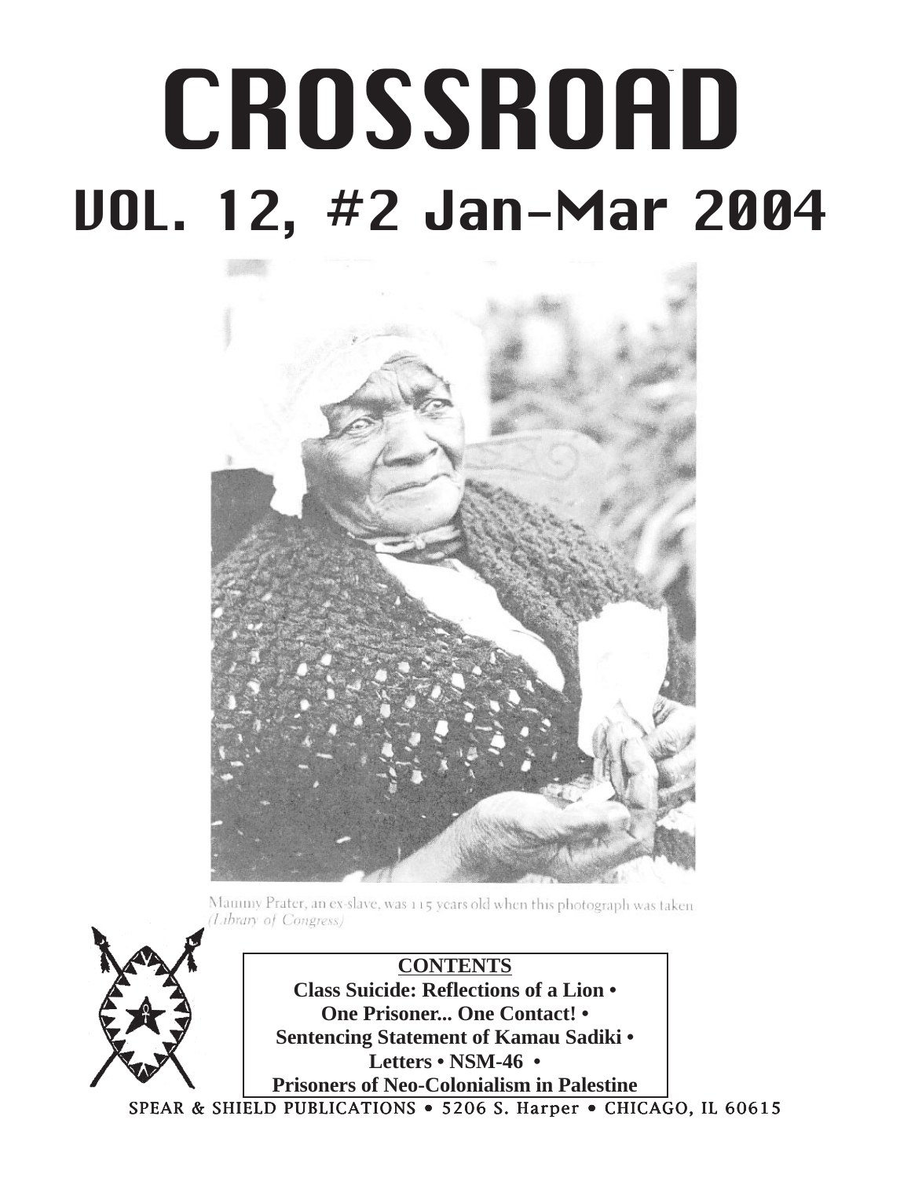# CROSSROAD

## VOL. 12, #2 Jan-Mar 2004

Mammy Prater, an ex-slave, was 115 years old when this photograph was taken *(Library of Congress)*

**CONTENTS**

**Class Suicide: Reflections of a Lion •**
**One Prisoner... One Contact! •**
**Sentencing Statement of Kamau Sadiki •**
**Letters • NSM-46 •**
**Prisoners of Neo-Colonialism in Palestine**

SPEAR & SHIELD PUBLICATIONS • 5206 S. Harper • CHICAGO, IL 60615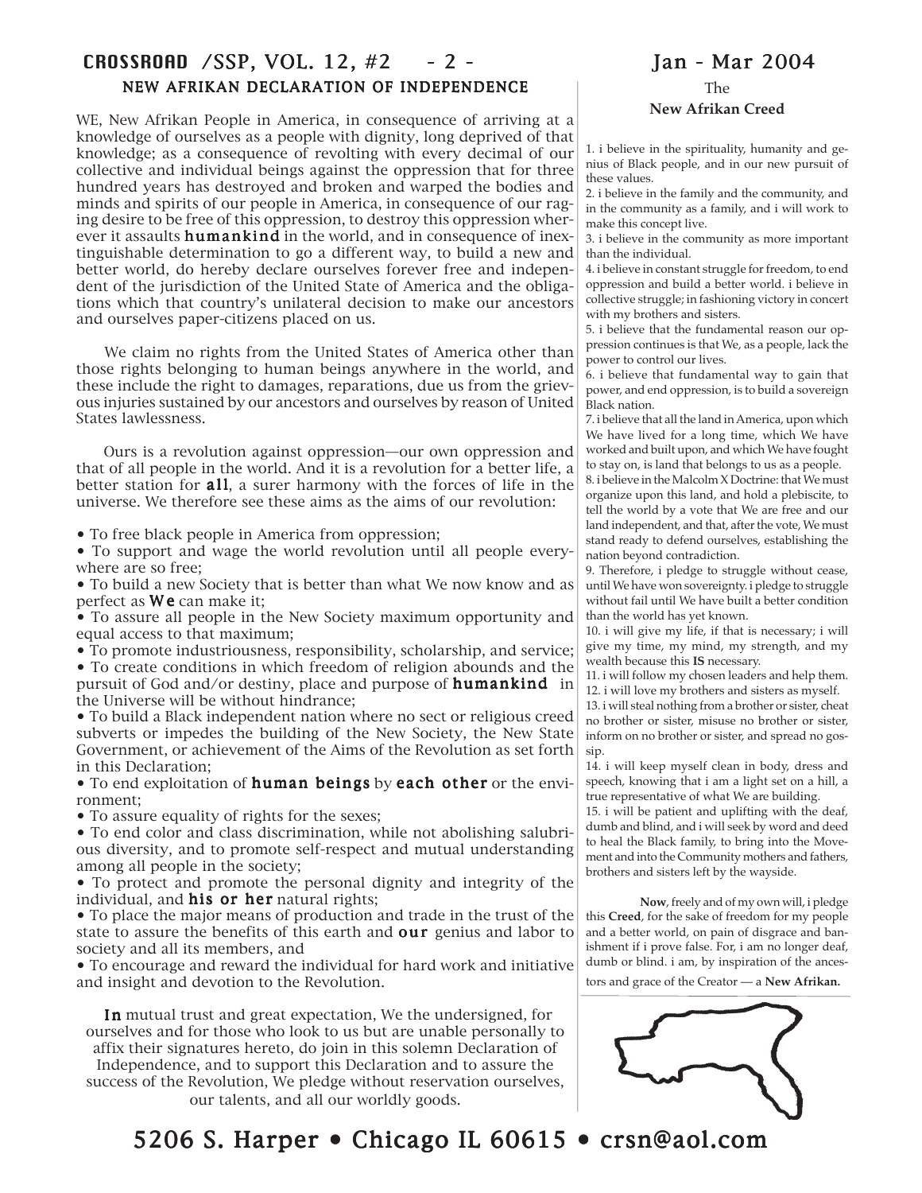## NEW AFRIKAN DECLARATION OF INDEPENDENCE

WE, New Afrikan People in America, in consequence of arriving at a knowledge of ourselves as a people with dignity, long deprived of that knowledge; as a consequence of revolting with every decimal of our collective and individual beings against the oppression that for three hundred years has destroyed and broken and warped the bodies and minds and spirits of our people in America, in consequence of our raging desire to be free of this oppression, to destroy this oppression wherever it assaults **humankind** in the world, and in consequence of inextinguishable determination to go a different way, to build a new and better world, do hereby declare ourselves forever free and independent of the jurisdiction of the United State of America and the obligations which that country's unilateral decision to make our ancestors and ourselves paper-citizens placed on us.

We claim no rights from the United States of America other than those rights belonging to human beings anywhere in the world, and these include the right to damages, reparations, due us from the grievous injuries sustained by our ancestors and ourselves by reason of United States lawlessness.

Ours is a revolution against oppression—our own oppression and that of all people in the world. And it is a revolution for a better life, a better station for **all**, a surer harmony with the forces of life in the universe. We therefore see these aims as the aims of our revolution:

- To free black people in America from oppression;
- To support and wage the world revolution until all people everywhere are so free;
- To build a new Society that is better than what We now know and as perfect as **We** can make it;
- To assure all people in the New Society maximum opportunity and equal access to that maximum;
- To promote industriousness, responsibility, scholarship, and service;
- To create conditions in which freedom of religion abounds and the pursuit of God and/or destiny, place and purpose of **humankind** in the Universe will be without hindrance;
- To build a Black independent nation where no sect or religious creed subverts or impedes the building of the New Society, the New State Government, or achievement of the Aims of the Revolution as set forth in this Declaration;
- To end exploitation of **human beings** by **each other** or the environment;
- To assure equality of rights for the sexes;
- To end color and class discrimination, while not abolishing salubrious diversity, and to promote self-respect and mutual understanding among all people in the society;
- To protect and promote the personal dignity and integrity of the individual, and **his or her** natural rights;
- To place the major means of production and trade in the trust of the state to assure the benefits of this earth and **our** genius and labor to society and all its members, and
- To encourage and reward the individual for hard work and initiative and insight and devotion to the Revolution.

**In** mutual trust and great expectation, We the undersigned, for ourselves and for those who look to us but are unable personally to affix their signatures hereto, do join in this solemn Declaration of Independence, and to support this Declaration and to assure the success of the Revolution, We pledge without reservation ourselves, our talents, and all our worldly goods.

## The New Afrikan Creed

1. i believe in the spirituality, humanity and genius of Black people, and in our new pursuit of these values.
2. i believe in the family and the community, and in the community as a family, and i will work to make this concept live.
3. i believe in the community as more important than the individual.
4. i believe in constant struggle for freedom, to end oppression and build a better world. i believe in collective struggle; in fashioning victory in concert with my brothers and sisters.
5. i believe that the fundamental reason our oppression continues is that We, as a people, lack the power to control our lives.
6. i believe that fundamental way to gain that power, and end oppression, is to build a sovereign Black nation.
7. i believe that all the land in America, upon which We have lived for a long time, which We have worked and built upon, and which We have fought to stay on, is land that belongs to us as a people.
8. i believe in the Malcolm X Doctrine: that We must organize upon this land, and hold a plebiscite, to tell the world by a vote that We are free and our land independent, and that, after the vote, We must stand ready to defend ourselves, establishing the nation beyond contradiction.
9. Therefore, i pledge to struggle without cease, until We have won sovereignty. i pledge to struggle without fail until We have built a better condition than the world has yet known.
10. i will give my life, if that is necessary; i will give my time, my mind, my strength, and my wealth because this **IS** necessary.
11. i will follow my chosen leaders and help them.
12. i will love my brothers and sisters as myself.
13. i will steal nothing from a brother or sister, cheat no brother or sister, misuse no brother or sister, inform on no brother or sister, and spread no gossip.
14. i will keep myself clean in body, dress and speech, knowing that i am a light set on a hill, a true representative of what We are building.
15. i will be patient and uplifting with the deaf, dumb and blind, and i will seek by word and deed to heal the Black family, to bring into the Movement and into the Community mothers and fathers, brothers and sisters left by the wayside.

**Now**, freely and of my own will, i pledge this **Creed**, for the sake of freedom for my people and a better world, on pain of disgrace and banishment if i prove false. For, i am no longer deaf, dumb or blind. i am, by inspiration of the ancestors and grace of the Creator — a **New Afrikan.**

5206 S. Harper • Chicago IL 60615 • crsn@aol.com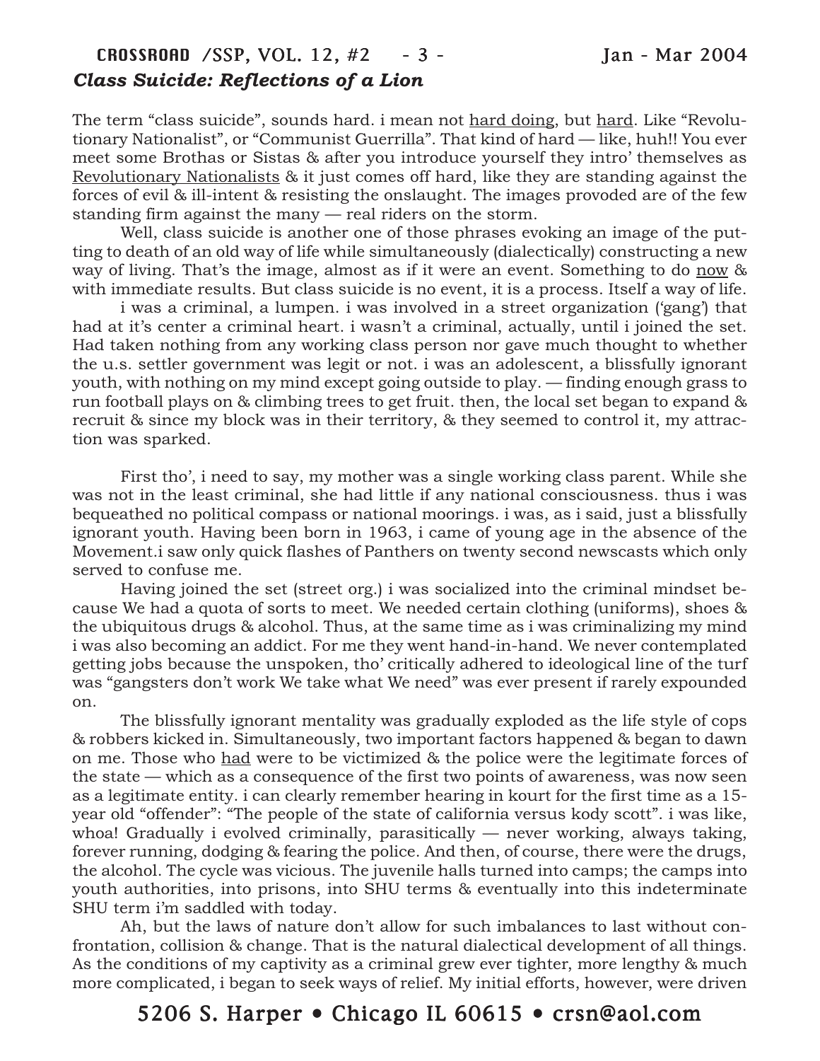## *Class Suicide: Reflections of a Lion*

The term "class suicide", sounds hard. i mean not hard doing, but hard. Like "Revolutionary Nationalist", or "Communist Guerrilla". That kind of hard — like, huh!! You ever meet some Brothas or Sistas & after you introduce yourself they intro' themselves as Revolutionary Nationalists & it just comes off hard, like they are standing against the forces of evil & ill-intent & resisting the onslaught. The images provoded are of the few standing firm against the many — real riders on the storm.

Well, class suicide is another one of those phrases evoking an image of the putting to death of an old way of life while simultaneously (dialectically) constructing a new way of living. That's the image, almost as if it were an event. Something to do now & with immediate results. But class suicide is no event, it is a process. Itself a way of life.

i was a criminal, a lumpen. i was involved in a street organization ('gang') that had at it's center a criminal heart. i wasn't a criminal, actually, until i joined the set. Had taken nothing from any working class person nor gave much thought to whether the u.s. settler government was legit or not. i was an adolescent, a blissfully ignorant youth, with nothing on my mind except going outside to play. — finding enough grass to run football plays on & climbing trees to get fruit. then, the local set began to expand & recruit & since my block was in their territory, & they seemed to control it, my attraction was sparked.

First tho', i need to say, my mother was a single working class parent. While she was not in the least criminal, she had little if any national consciousness. thus i was bequeathed no political compass or national moorings. i was, as i said, just a blissfully ignorant youth. Having been born in 1963, i came of young age in the absence of the Movement.i saw only quick flashes of Panthers on twenty second newscasts which only served to confuse me.

Having joined the set (street org.) i was socialized into the criminal mindset because We had a quota of sorts to meet. We needed certain clothing (uniforms), shoes & the ubiquitous drugs & alcohol. Thus, at the same time as i was criminalizing my mind i was also becoming an addict. For me they went hand-in-hand. We never contemplated getting jobs because the unspoken, tho' critically adhered to ideological line of the turf was "gangsters don't work We take what We need" was ever present if rarely expounded on.

The blissfully ignorant mentality was gradually exploded as the life style of cops & robbers kicked in. Simultaneously, two important factors happened & began to dawn on me. Those who had were to be victimized & the police were the legitimate forces of the state — which as a consequence of the first two points of awareness, was now seen as a legitimate entity. i can clearly remember hearing in kourt for the first time as a 15-year old "offender": "The people of the state of california versus kody scott". i was like, whoa! Gradually i evolved criminally, parasitically — never working, always taking, forever running, dodging & fearing the police. And then, of course, there were the drugs, the alcohol. The cycle was vicious. The juvenile halls turned into camps; the camps into youth authorities, into prisons, into SHU terms & eventually into this indeterminate SHU term i'm saddled with today.

Ah, but the laws of nature don't allow for such imbalances to last without confrontation, collision & change. That is the natural dialectical development of all things. As the conditions of my captivity as a criminal grew ever tighter, more lengthy & much more complicated, i began to seek ways of relief. My initial efforts, however, were driven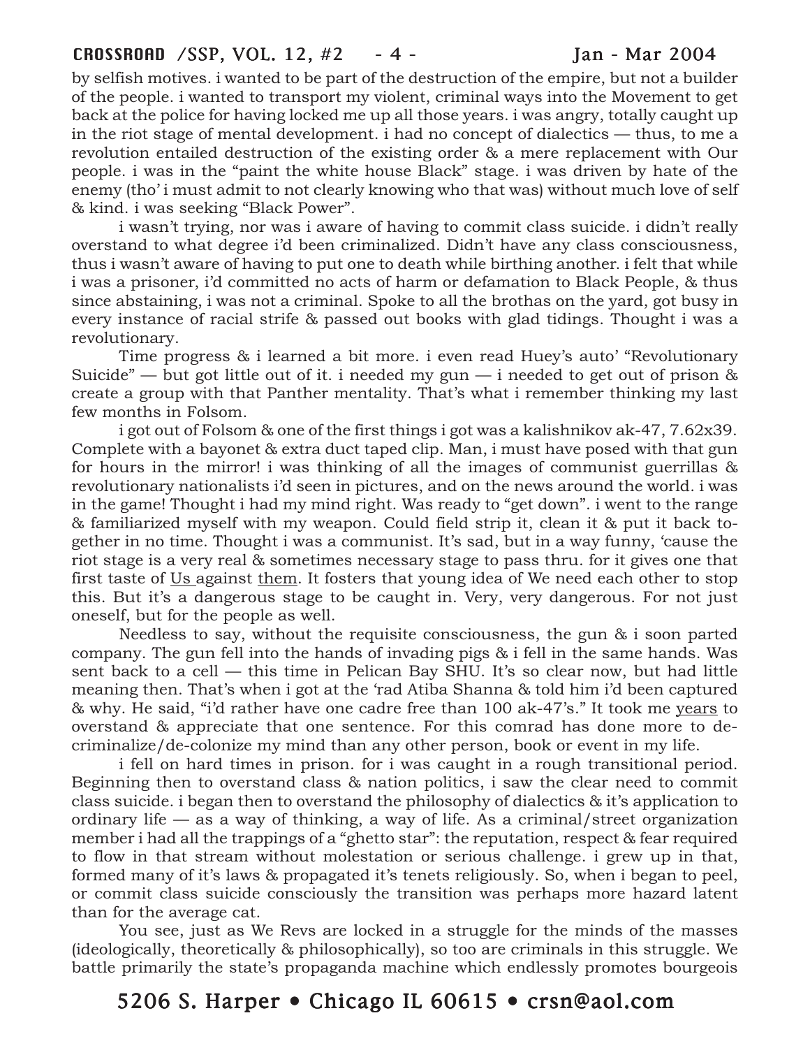by selfish motives. i wanted to be part of the destruction of the empire, but not a builder of the people. i wanted to transport my violent, criminal ways into the Movement to get back at the police for having locked me up all those years. i was angry, totally caught up in the riot stage of mental development. i had no concept of dialectics — thus, to me a revolution entailed destruction of the existing order & a mere replacement with Our people. i was in the "paint the white house Black" stage. i was driven by hate of the enemy (tho' i must admit to not clearly knowing who that was) without much love of self & kind. i was seeking "Black Power".

i wasn't trying, nor was i aware of having to commit class suicide. i didn't really overstand to what degree i'd been criminalized. Didn't have any class consciousness, thus i wasn't aware of having to put one to death while birthing another. i felt that while i was a prisoner, i'd committed no acts of harm or defamation to Black People, & thus since abstaining, i was not a criminal. Spoke to all the brothas on the yard, got busy in every instance of racial strife & passed out books with glad tidings. Thought i was a revolutionary.

Time progress & i learned a bit more. i even read Huey's auto' "Revolutionary Suicide" — but got little out of it. i needed my gun — i needed to get out of prison & create a group with that Panther mentality. That's what i remember thinking my last few months in Folsom.

i got out of Folsom & one of the first things i got was a kalishnikov ak-47, 7.62x39. Complete with a bayonet & extra duct taped clip. Man, i must have posed with that gun for hours in the mirror! i was thinking of all the images of communist guerrillas & revolutionary nationalists i'd seen in pictures, and on the news around the world. i was in the game! Thought i had my mind right. Was ready to "get down". i went to the range & familiarized myself with my weapon. Could field strip it, clean it & put it back together in no time. Thought i was a communist. It's sad, but in a way funny, 'cause the riot stage is a very real & sometimes necessary stage to pass thru. for it gives one that first taste of <u>Us</u> against <u>them</u>. It fosters that young idea of We need each other to stop this. But it's a dangerous stage to be caught in. Very, very dangerous. For not just oneself, but for the people as well.

Needless to say, without the requisite consciousness, the gun & i soon parted company. The gun fell into the hands of invading pigs & i fell in the same hands. Was sent back to a cell — this time in Pelican Bay SHU. It's so clear now, but had little meaning then. That's when i got at the 'rad Atiba Shanna & told him i'd been captured & why. He said, "i'd rather have one cadre free than 100 ak-47's." It took me <u>years</u> to overstand & appreciate that one sentence. For this comrad has done more to decriminalize/de-colonize my mind than any other person, book or event in my life.

i fell on hard times in prison. for i was caught in a rough transitional period. Beginning then to overstand class & nation politics, i saw the clear need to commit class suicide. i began then to overstand the philosophy of dialectics & it's application to ordinary life — as a way of thinking, a way of life. As a criminal/street organization member i had all the trappings of a "ghetto star": the reputation, respect & fear required to flow in that stream without molestation or serious challenge. i grew up in that, formed many of it's laws & propagated it's tenets religiously. So, when i began to peel, or commit class suicide consciously the transition was perhaps more hazard latent than for the average cat.

You see, just as We Revs are locked in a struggle for the minds of the masses (ideologically, theoretically & philosophically), so too are criminals in this struggle. We battle primarily the state's propaganda machine which endlessly promotes bourgeois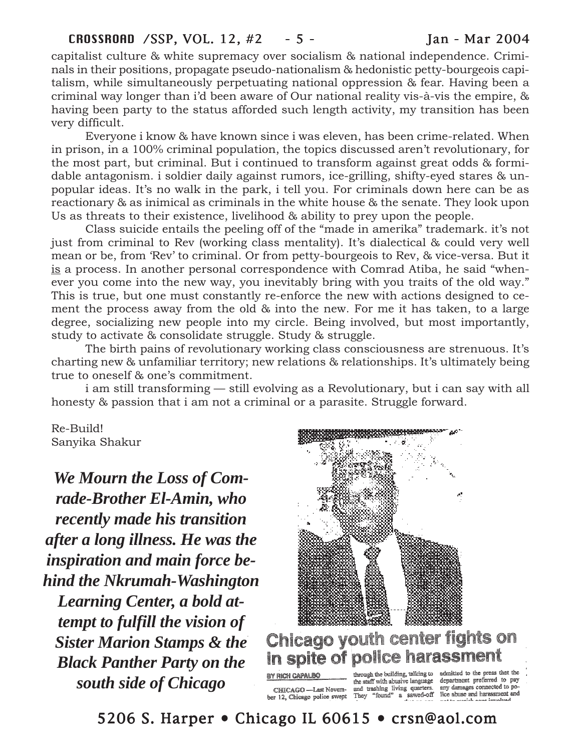capitalist culture & white supremacy over socialism & national independence. Criminals in their positions, propagate pseudo-nationalism & hedonistic petty-bourgeois capitalism, while simultaneously perpetuating national oppression & fear. Having been a criminal way longer than i'd been aware of Our national reality vis-à-vis the empire, & having been party to the status afforded such length activity, my transition has been very difficult.

Everyone i know & have known since i was eleven, has been crime-related. When in prison, in a 100% criminal population, the topics discussed aren't revolutionary, for the most part, but criminal. But i continued to transform against great odds & formidable antagonism. i soldier daily against rumors, ice-grilling, shifty-eyed stares & unpopular ideas. It's no walk in the park, i tell you. For criminals down here can be as reactionary & as inimical as criminals in the white house & the senate. They look upon Us as threats to their existence, livelihood & ability to prey upon the people.

Class suicide entails the peeling off of the "made in amerika" trademark. it's not just from criminal to Rev (working class mentality). It's dialectical & could very well mean or be, from 'Rev' to criminal. Or from petty-bourgeois to Rev, & vice-versa. But it is a process. In another personal correspondence with Comrad Atiba, he said "whenever you come into the new way, you inevitably bring with you traits of the old way." This is true, but one must constantly re-enforce the new with actions designed to cement the process away from the old & into the new. For me it has taken, to a large degree, socializing new people into my circle. Being involved, but most importantly, study to activate & consolidate struggle. Study & struggle.

The birth pains of revolutionary working class consciousness are strenuous. It's charting new & unfamiliar territory; new relations & relationships. It's ultimately being true to oneself & one's commitment.

i am still transforming — still evolving as a Revolutionary, but i can say with all honesty & passion that i am not a criminal or a parasite. Struggle forward.

Re-Build!
Sanyika Shakur

***We Mourn the Loss of Comrade-Brother El-Amin, who recently made his transition after a long illness. He was the inspiration and main force behind the Nkrumah-Washington Learning Center, a bold attempt to fulfill the vision of Sister Marion Stamps & the Black Panther Party on the south side of Chicago***

## Chicago youth center fights on in spite of police harassment

BY RICH CAPALBO

CHICAGO —Last November 12, Chicago police swept through the building, talking to the staff with abusive language and trashing living quarters. They "found" a sawed-off admitted to the press that the department preferred to pay any damages connected to police abuse and harassment and

5206 S. Harper • Chicago IL 60615 • crsn@aol.com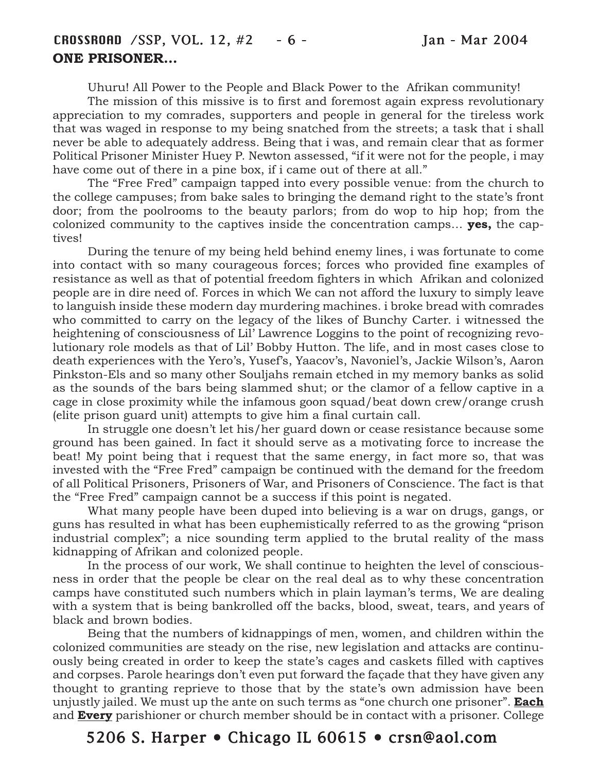**ONE PRISONER...**

Uhuru! All Power to the People and Black Power to the Afrikan community!

The mission of this missive is to first and foremost again express revolutionary appreciation to my comrades, supporters and people in general for the tireless work that was waged in response to my being snatched from the streets; a task that i shall never be able to adequately address. Being that i was, and remain clear that as former Political Prisoner Minister Huey P. Newton assessed, "if it were not for the people, i may have come out of there in a pine box, if i came out of there at all."

The "Free Fred" campaign tapped into every possible venue: from the church to the college campuses; from bake sales to bringing the demand right to the state's front door; from the poolrooms to the beauty parlors; from do wop to hip hop; from the colonized community to the captives inside the concentration camps... **yes,** the captives!

During the tenure of my being held behind enemy lines, i was fortunate to come into contact with so many courageous forces; forces who provided fine examples of resistance as well as that of potential freedom fighters in which Afrikan and colonized people are in dire need of. Forces in which We can not afford the luxury to simply leave to languish inside these modern day murdering machines. i broke bread with comrades who committed to carry on the legacy of the likes of Bunchy Carter. i witnessed the heightening of consciousness of Lil' Lawrence Loggins to the point of recognizing revolutionary role models as that of Lil' Bobby Hutton. The life, and in most cases close to death experiences with the Yero's, Yusef's, Yaacov's, Navoniel's, Jackie Wilson's, Aaron Pinkston-Els and so many other Souljahs remain etched in my memory banks as solid as the sounds of the bars being slammed shut; or the clamor of a fellow captive in a cage in close proximity while the infamous goon squad/beat down crew/orange crush (elite prison guard unit) attempts to give him a final curtain call.

In struggle one doesn't let his/her guard down or cease resistance because some ground has been gained. In fact it should serve as a motivating force to increase the beat! My point being that i request that the same energy, in fact more so, that was invested with the "Free Fred" campaign be continued with the demand for the freedom of all Political Prisoners, Prisoners of War, and Prisoners of Conscience. The fact is that the "Free Fred" campaign cannot be a success if this point is negated.

What many people have been duped into believing is a war on drugs, gangs, or guns has resulted in what has been euphemistically referred to as the growing "prison industrial complex"; a nice sounding term applied to the brutal reality of the mass kidnapping of Afrikan and colonized people.

In the process of our work, We shall continue to heighten the level of consciousness in order that the people be clear on the real deal as to why these concentration camps have constituted such numbers which in plain layman's terms, We are dealing with a system that is being bankrolled off the backs, blood, sweat, tears, and years of black and brown bodies.

Being that the numbers of kidnappings of men, women, and children within the colonized communities are steady on the rise, new legislation and attacks are continuously being created in order to keep the state's cages and caskets filled with captives and corpses. Parole hearings don't even put forward the façade that they have given any thought to granting reprieve to those that by the state's own admission have been unjustly jailed. We must up the ante on such terms as "one church one prisoner". **<u>Each</u>** and **<u>Every</u>** parishioner or church member should be in contact with a prisoner. College

5206 S. Harper • Chicago IL 60615 • crsn@aol.com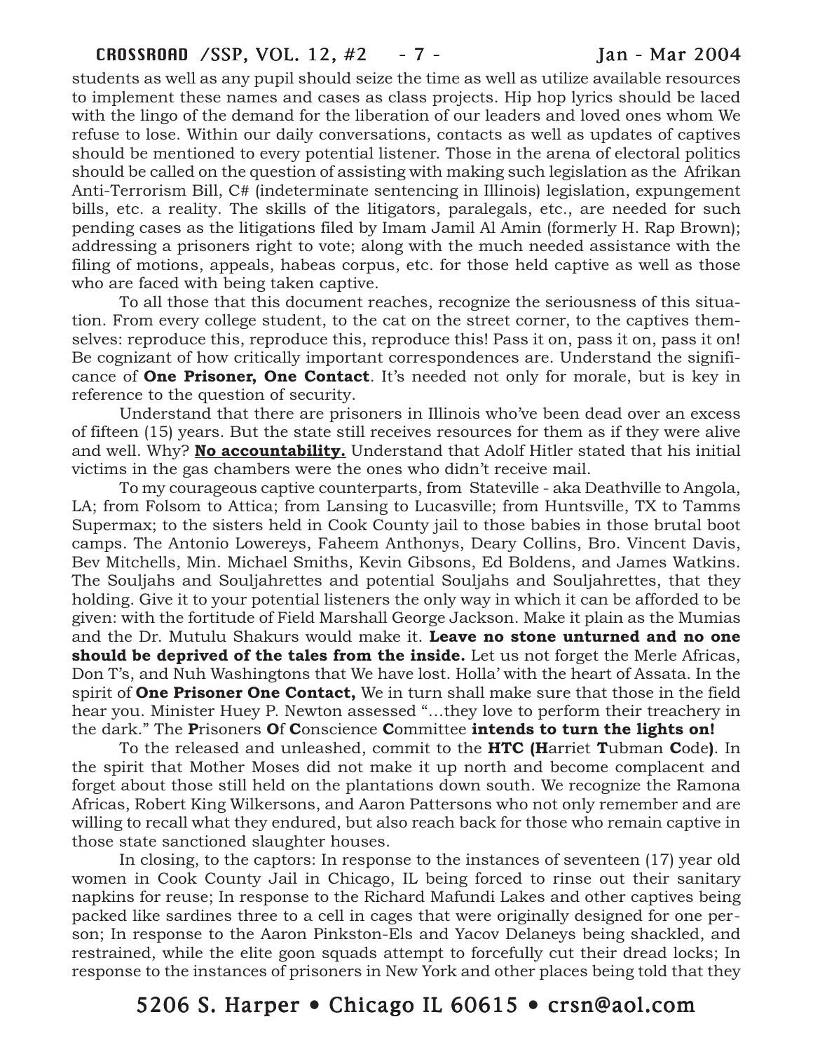students as well as any pupil should seize the time as well as utilize available resources to implement these names and cases as class projects. Hip hop lyrics should be laced with the lingo of the demand for the liberation of our leaders and loved ones whom We refuse to lose. Within our daily conversations, contacts as well as updates of captives should be mentioned to every potential listener. Those in the arena of electoral politics should be called on the question of assisting with making such legislation as the Afrikan Anti-Terrorism Bill, C# (indeterminate sentencing in Illinois) legislation, expungement bills, etc. a reality. The skills of the litigators, paralegals, etc., are needed for such pending cases as the litigations filed by Imam Jamil Al Amin (formerly H. Rap Brown); addressing a prisoners right to vote; along with the much needed assistance with the filing of motions, appeals, habeas corpus, etc. for those held captive as well as those who are faced with being taken captive.

To all those that this document reaches, recognize the seriousness of this situation. From every college student, to the cat on the street corner, to the captives themselves: reproduce this, reproduce this, reproduce this! Pass it on, pass it on, pass it on! Be cognizant of how critically important correspondences are. Understand the significance of **One Prisoner, One Contact**. It's needed not only for morale, but is key in reference to the question of security.

Understand that there are prisoners in Illinois who've been dead over an excess of fifteen (15) years. But the state still receives resources for them as if they were alive and well. Why? **No accountability.** Understand that Adolf Hitler stated that his initial victims in the gas chambers were the ones who didn't receive mail.

To my courageous captive counterparts, from Stateville - aka Deathville to Angola, LA; from Folsom to Attica; from Lansing to Lucasville; from Huntsville, TX to Tamms Supermax; to the sisters held in Cook County jail to those babies in those brutal boot camps. The Antonio Lowereys, Faheem Anthonys, Deary Collins, Bro. Vincent Davis, Bev Mitchells, Min. Michael Smiths, Kevin Gibsons, Ed Boldens, and James Watkins. The Souljahs and Souljahrettes and potential Souljahs and Souljahrettes, that they holding. Give it to your potential listeners the only way in which it can be afforded to be given: with the fortitude of Field Marshall George Jackson. Make it plain as the Mumias and the Dr. Mutulu Shakurs would make it. **Leave no stone unturned and no one should be deprived of the tales from the inside.** Let us not forget the Merle Africas, Don T's, and Nuh Washingtons that We have lost. Holla' with the heart of Assata. In the spirit of **One Prisoner One Contact,** We in turn shall make sure that those in the field hear you. Minister Huey P. Newton assessed "...they love to perform their treachery in the dark." The **P**risoners **O**f **C**onscience **C**ommittee **intends to turn the lights on!**

To the released and unleashed, commit to the **HTC (H**arriet **T**ubman **C**ode**)**. In the spirit that Mother Moses did not make it up north and become complacent and forget about those still held on the plantations down south. We recognize the Ramona Africas, Robert King Wilkersons, and Aaron Pattersons who not only remember and are willing to recall what they endured, but also reach back for those who remain captive in those state sanctioned slaughter houses.

In closing, to the captors: In response to the instances of seventeen (17) year old women in Cook County Jail in Chicago, IL being forced to rinse out their sanitary napkins for reuse; In response to the Richard Mafundi Lakes and other captives being packed like sardines three to a cell in cages that were originally designed for one person; In response to the Aaron Pinkston-Els and Yacov Delaneys being shackled, and restrained, while the elite goon squads attempt to forcefully cut their dread locks; In response to the instances of prisoners in New York and other places being told that they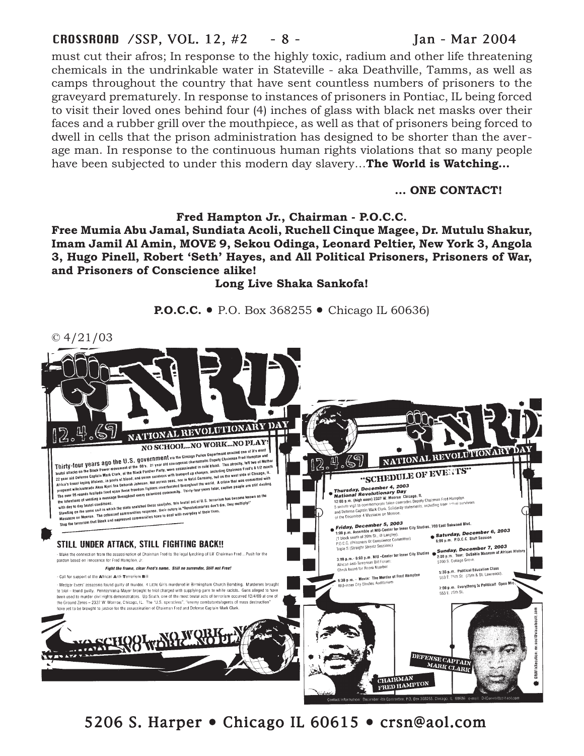must cut their afros; In response to the highly toxic, radium and other life threatening chemicals in the undrinkable water in Stateville - aka Deathville, Tamms, as well as camps throughout the country that have sent countless numbers of prisoners to the graveyard prematurely. In response to instances of prisoners in Pontiac, IL being forced to visit their loved ones behind four (4) inches of glass with black net masks over their faces and a rubber grill over the mouthpiece, as well as that of prisoners being forced to dwell in cells that the prison administration has designed to be shorter than the average man. In response to the continuous human rights violations that so many people have been subjected to under this modern day slavery…**The World is Watching…**

**… ONE CONTACT!**

**Fred Hampton Jr., Chairman - P.O.C.C.**

**Free Mumia Abu Jamal, Sundiata Acoli, Ruchell Cinque Magee, Dr. Mutulu Shakur, Imam Jamil Al Amin, MOVE 9, Sekou Odinga, Leonard Peltier, New York 3, Angola 3, Hugo Pinell, Robert 'Seth' Hayes, and All Political Prisoners, Prisoners of War, and Prisoners of Conscience alike!**

**Long Live Shaka Sankofa!**

**P.O.C.C.** • P.O. Box 368255 • Chicago IL 60636)

© 4/21/03

# NRD

## 12.4.69 NATIONAL REVOLUTIONARY DAY

NO SCHOOL...NO WORK...NO PLAY!

Thirty-four years ago the U.S. government via the Chicago Police Department enacted one of it's most brutal attacks on the Black Power movement of the 60's. 21 year old courageous charismatic Deputy Chairman Fred Hampton and 22 year old Defense Captain Mark Clark, of the Black Panther Party, were assassinated in cold blood. This atrocity, left two of Mother Africa's finest laying lifeless, in pools of blood; and seven survivors with trumped up charges, including Chairman Fred's 8 1/2 month pregnant wife/comrade Akua Njeri fka Deborah Johnson. Not across seas, nor in Natzi Germany, but on the west side of Chicago, IL. The over 99 rounds fusillade fired upon these freedom fighters reverberated throughout the world. A crime that was committed with the intentions of sending a message throughout every colonized community. Thirty-four years later, captive people are still dealing with day to day brutal conditions. Standing on the same soil in which the state snatched these souljahs, this brutal act of U.S. terrorism has become known as the Massacre on Monroe. The colonized communities response, their outcry is "Revolutionaries don't die, they multiply!" Stop the terrorism that Black and oppressed communities have to deal with everyday of their lives.

### STILL UNDER ATTACK, STILL FIGHTING BACK!!

- Make the connection from the assassination of Chairman Fred to the legal lynching of Lil' Chairman Fred... Push for the pardon based on innocence for Fred Hampton, Jr.

*Fight the frame, clear Fred's name. Still no surrender, Still not Free!*

- Call for support of the African Anti-Terrorism Bill

- Medgar Evers' assassins found guilty of murder. 4 Little Girls murdered in Birmingham Church Bombing. Murderers brought to trial – found guilty. Pennsylvania Mayor brought to trial charged with supplying guns to white racists. Guns alleged to have been used to murder civil rights demonstrators. Up South, one of the most brutal acts of terrorism occurred 12/4/69 at one of the Ground Zeros – 2337 W. Monroe, Chicago, IL. The "U.S. operatives", "enemy combatants/agents of mass destruction" have yet to be brought to justice for the assassination of Chairman Fred and Defense Captain Mark Clark.

NO SCHOOL...NO WORK...NO PLAY

# NRD

## 12.4.69 NATIONAL REVOLUTIONARY DAY

### "SCHEDULE OF EVENTS"

**Thursday, December 4, 2003**
**National Revolutionary Day**
12:00 p.m. (high noon) 2337 W. Monroe Chicago, IL
5 minute vigil to commemorate fallen comrades Deputy Chairman Fred Hampton and Defense Captain Mark Clark. Solidarity statements, including from actual survivors of the December 4 Massacre on Monroe.

**Friday, December 5, 2003**
1:00 p.m. Assemble at NIU-Center for Inner City Studies, 700 East Oakwood Blvd. (1 block south of 39th St., @ Langley)
P.O.C.C. (Prisoners Of Conscience Committee)
Triple S (Straight Streetz Sessions)

3:00 p.m.- 6:00 p.m. NIU –Center for Inner City Studies
African Anti-Terrorism Bill Forum:
Check board for Room Number

6:30 p.m. - Movie: The Murder of Fred Hampton
NIU-Inner City Studies Auditorium

**Saturday, December 6, 2003**
6:00 p.m. P.O.C.C. Staff Session

**Sunday, December 7, 2003**
2:00 p.m. Tour: DuSable Museum of African History
5700 S. Cottage Grove

5:30 p.m. Political Education Class
553 E. 75th St. (75th & St. Lawrence)

7:00 p.m. Everything Is Political! Open Mic
553 E. 75th St.

DEFENSE CAPTAIN MARK CLARK

CHAIRMAN FRED HAMPTON

Contact information: December 4th Committee, P.O. Box 368255, Chicago, IL 60636 - e-mail: D4Committee@aol.com

5206 S. Harper • Chicago IL 60615 • crsn@aol.com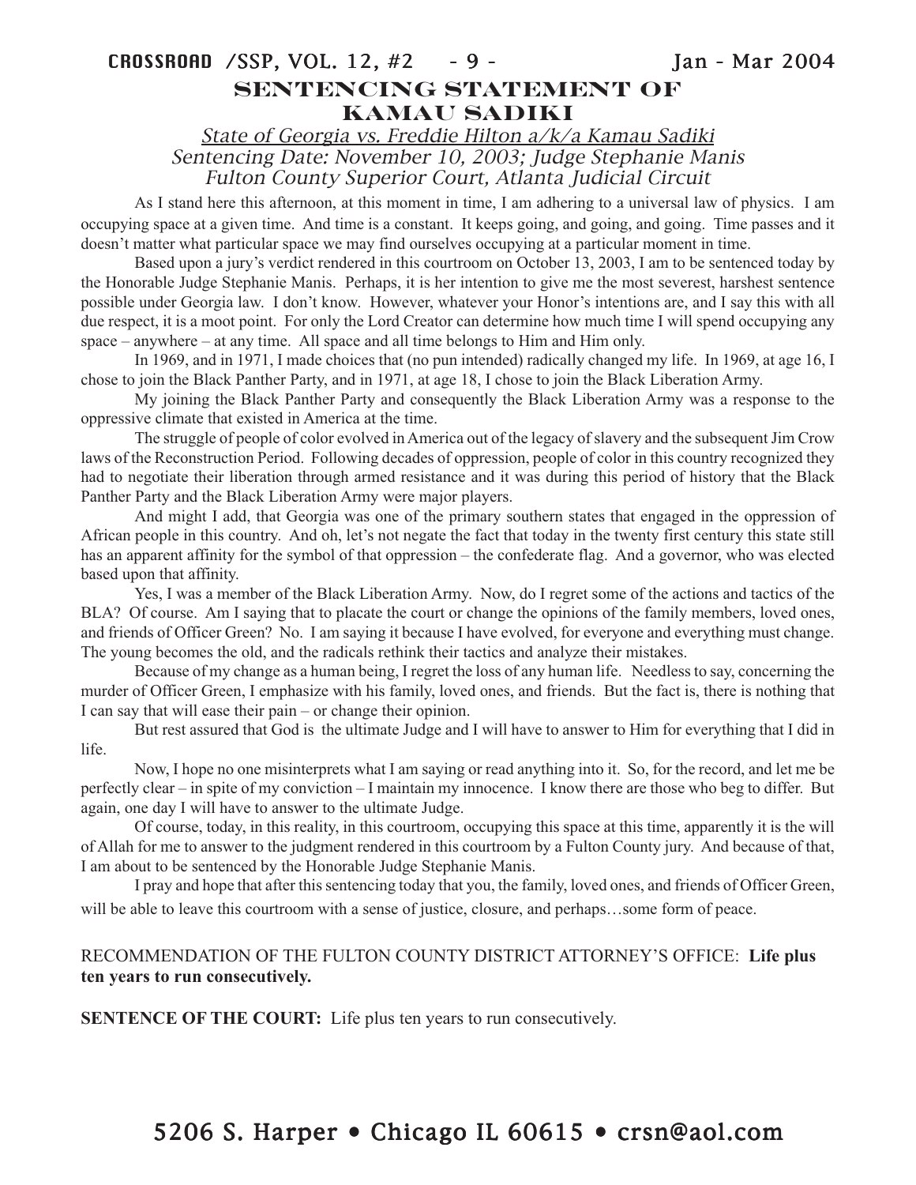# SENTENCING STATEMENT OF KAMAU SADIKI

*State of Georgia vs. Freddie Hilton a/k/a Kamau Sadiki*
*Sentencing Date: November 10, 2003; Judge Stephanie Manis*
*Fulton County Superior Court, Atlanta Judicial Circuit*

As I stand here this afternoon, at this moment in time, I am adhering to a universal law of physics. I am occupying space at a given time. And time is a constant. It keeps going, and going, and going. Time passes and it doesn't matter what particular space we may find ourselves occupying at a particular moment in time.

Based upon a jury's verdict rendered in this courtroom on October 13, 2003, I am to be sentenced today by the Honorable Judge Stephanie Manis. Perhaps, it is her intention to give me the most severest, harshest sentence possible under Georgia law. I don't know. However, whatever your Honor's intentions are, and I say this with all due respect, it is a moot point. For only the Lord Creator can determine how much time I will spend occupying any space – anywhere – at any time. All space and all time belongs to Him and Him only.

In 1969, and in 1971, I made choices that (no pun intended) radically changed my life. In 1969, at age 16, I chose to join the Black Panther Party, and in 1971, at age 18, I chose to join the Black Liberation Army.

My joining the Black Panther Party and consequently the Black Liberation Army was a response to the oppressive climate that existed in America at the time.

The struggle of people of color evolved in America out of the legacy of slavery and the subsequent Jim Crow laws of the Reconstruction Period. Following decades of oppression, people of color in this country recognized they had to negotiate their liberation through armed resistance and it was during this period of history that the Black Panther Party and the Black Liberation Army were major players.

And might I add, that Georgia was one of the primary southern states that engaged in the oppression of African people in this country. And oh, let's not negate the fact that today in the twenty first century this state still has an apparent affinity for the symbol of that oppression – the confederate flag. And a governor, who was elected based upon that affinity.

Yes, I was a member of the Black Liberation Army. Now, do I regret some of the actions and tactics of the BLA? Of course. Am I saying that to placate the court or change the opinions of the family members, loved ones, and friends of Officer Green? No. I am saying it because I have evolved, for everyone and everything must change. The young becomes the old, and the radicals rethink their tactics and analyze their mistakes.

Because of my change as a human being, I regret the loss of any human life. Needless to say, concerning the murder of Officer Green, I emphasize with his family, loved ones, and friends. But the fact is, there is nothing that I can say that will ease their pain – or change their opinion.

But rest assured that God is the ultimate Judge and I will have to answer to Him for everything that I did in life.

Now, I hope no one misinterprets what I am saying or read anything into it. So, for the record, and let me be perfectly clear – in spite of my conviction – I maintain my innocence. I know there are those who beg to differ. But again, one day I will have to answer to the ultimate Judge.

Of course, today, in this reality, in this courtroom, occupying this space at this time, apparently it is the will of Allah for me to answer to the judgment rendered in this courtroom by a Fulton County jury. And because of that, I am about to be sentenced by the Honorable Judge Stephanie Manis.

I pray and hope that after this sentencing today that you, the family, loved ones, and friends of Officer Green, will be able to leave this courtroom with a sense of justice, closure, and perhaps…some form of peace.

RECOMMENDATION OF THE FULTON COUNTY DISTRICT ATTORNEY'S OFFICE: **Life plus ten years to run consecutively.**

**SENTENCE OF THE COURT:** Life plus ten years to run consecutively.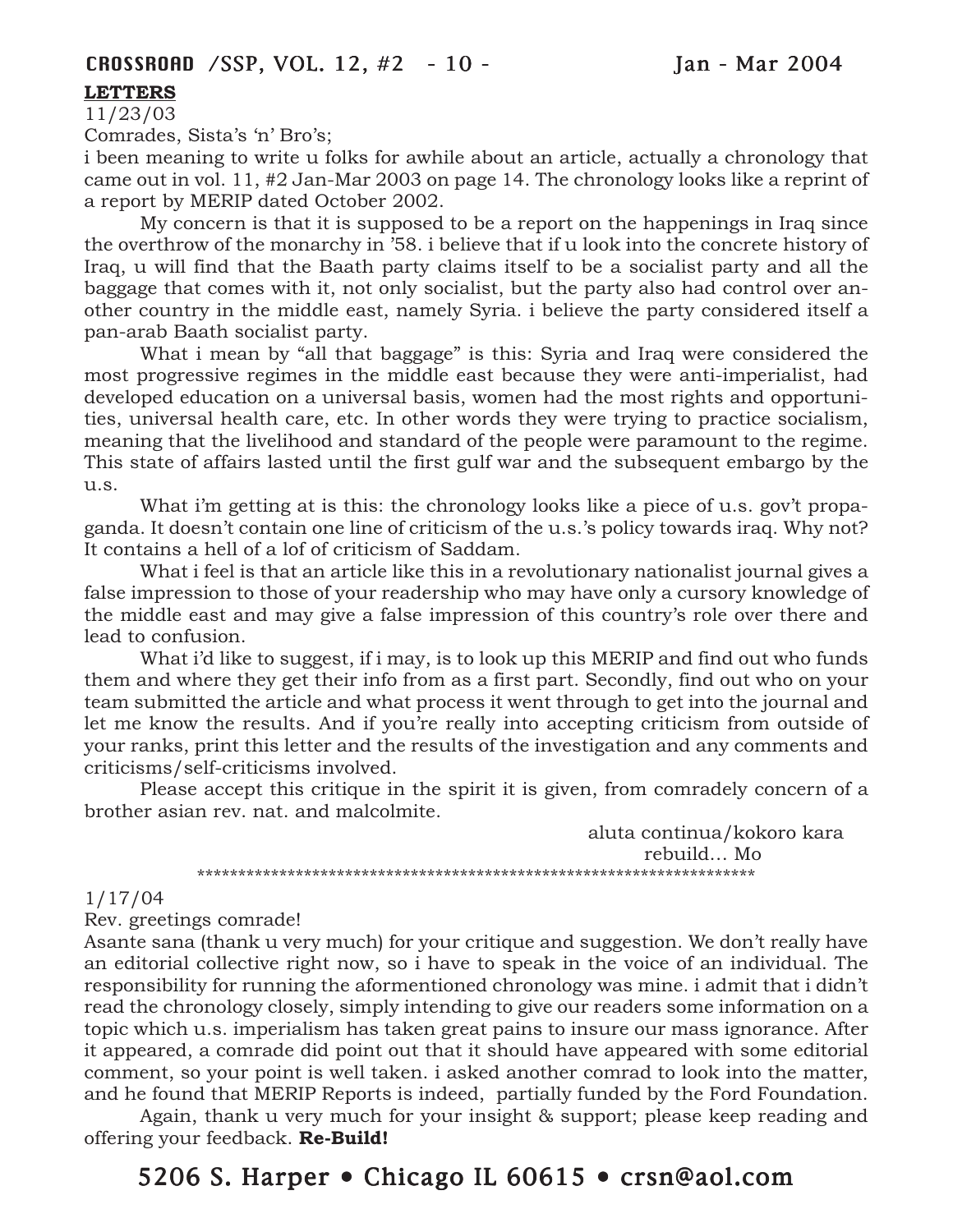## LETTERS

11/23/03

Comrades, Sista's 'n' Bro's;

i been meaning to write u folks for awhile about an article, actually a chronology that came out in vol. 11, #2 Jan-Mar 2003 on page 14. The chronology looks like a reprint of a report by MERIP dated October 2002.

My concern is that it is supposed to be a report on the happenings in Iraq since the overthrow of the monarchy in '58. i believe that if u look into the concrete history of Iraq, u will find that the Baath party claims itself to be a socialist party and all the baggage that comes with it, not only socialist, but the party also had control over another country in the middle east, namely Syria. i believe the party considered itself a pan-arab Baath socialist party.

What i mean by "all that baggage" is this: Syria and Iraq were considered the most progressive regimes in the middle east because they were anti-imperialist, had developed education on a universal basis, women had the most rights and opportunities, universal health care, etc. In other words they were trying to practice socialism, meaning that the livelihood and standard of the people were paramount to the regime. This state of affairs lasted until the first gulf war and the subsequent embargo by the u.s.

What i'm getting at is this: the chronology looks like a piece of u.s. gov't propaganda. It doesn't contain one line of criticism of the u.s.'s policy towards iraq. Why not? It contains a hell of a lof of criticism of Saddam.

What i feel is that an article like this in a revolutionary nationalist journal gives a false impression to those of your readership who may have only a cursory knowledge of the middle east and may give a false impression of this country's role over there and lead to confusion.

What i'd like to suggest, if i may, is to look up this MERIP and find out who funds them and where they get their info from as a first part. Secondly, find out who on your team submitted the article and what process it went through to get into the journal and let me know the results. And if you're really into accepting criticism from outside of your ranks, print this letter and the results of the investigation and any comments and criticisms/self-criticisms involved.

Please accept this critique in the spirit it is given, from comradely concern of a brother asian rev. nat. and malcolmite.

aluta continua/kokoro kara
rebuild... Mo

***********************************************************************

1/17/04

Rev. greetings comrade!

Asante sana (thank u very much) for your critique and suggestion. We don't really have an editorial collective right now, so i have to speak in the voice of an individual. The responsibility for running the aforementioned chronology was mine. i admit that i didn't read the chronology closely, simply intending to give our readers some information on a topic which u.s. imperialism has taken great pains to insure our mass ignorance. After it appeared, a comrade did point out that it should have appeared with some editorial comment, so your point is well taken. i asked another comrad to look into the matter, and he found that MERIP Reports is indeed, partially funded by the Ford Foundation.

Again, thank u very much for your insight & support; please keep reading and offering your feedback. **Re-Build!**

5206 S. Harper • Chicago IL 60615 • crsn@aol.com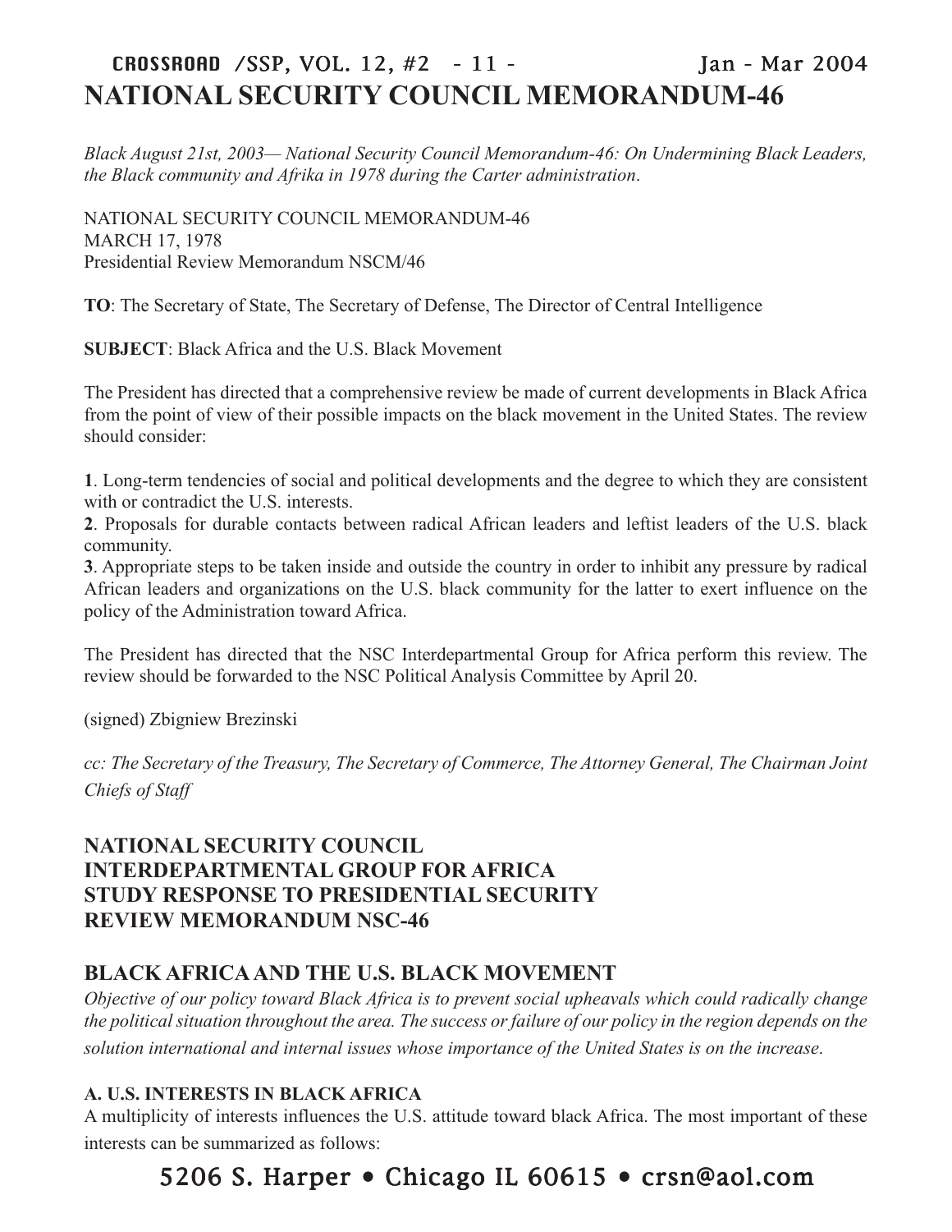# NATIONAL SECURITY COUNCIL MEMORANDUM-46

*Black August 21st, 2003— National Security Council Memorandum-46: On Undermining Black Leaders, the Black community and Afrika in 1978 during the Carter administration.*

NATIONAL SECURITY COUNCIL MEMORANDUM-46
MARCH 17, 1978
Presidential Review Memorandum NSCM/46

**TO**: The Secretary of State, The Secretary of Defense, The Director of Central Intelligence

**SUBJECT**: Black Africa and the U.S. Black Movement

The President has directed that a comprehensive review be made of current developments in Black Africa from the point of view of their possible impacts on the black movement in the United States. The review should consider:

**1**. Long-term tendencies of social and political developments and the degree to which they are consistent with or contradict the U.S. interests.
**2**. Proposals for durable contacts between radical African leaders and leftist leaders of the U.S. black community.
**3**. Appropriate steps to be taken inside and outside the country in order to inhibit any pressure by radical African leaders and organizations on the U.S. black community for the latter to exert influence on the policy of the Administration toward Africa.

The President has directed that the NSC Interdepartmental Group for Africa perform this review. The review should be forwarded to the NSC Political Analysis Committee by April 20.

(signed) Zbigniew Brezinski

*cc: The Secretary of the Treasury, The Secretary of Commerce, The Attorney General, The Chairman Joint Chiefs of Staff*

## NATIONAL SECURITY COUNCIL INTERDEPARTMENTAL GROUP FOR AFRICA STUDY RESPONSE TO PRESIDENTIAL SECURITY REVIEW MEMORANDUM NSC-46

## BLACK AFRICA AND THE U.S. BLACK MOVEMENT

*Objective of our policy toward Black Africa is to prevent social upheavals which could radically change the political situation throughout the area. The success or failure of our policy in the region depends on the solution international and internal issues whose importance of the United States is on the increase.*

### A. U.S. INTERESTS IN BLACK AFRICA

A multiplicity of interests influences the U.S. attitude toward black Africa. The most important of these interests can be summarized as follows: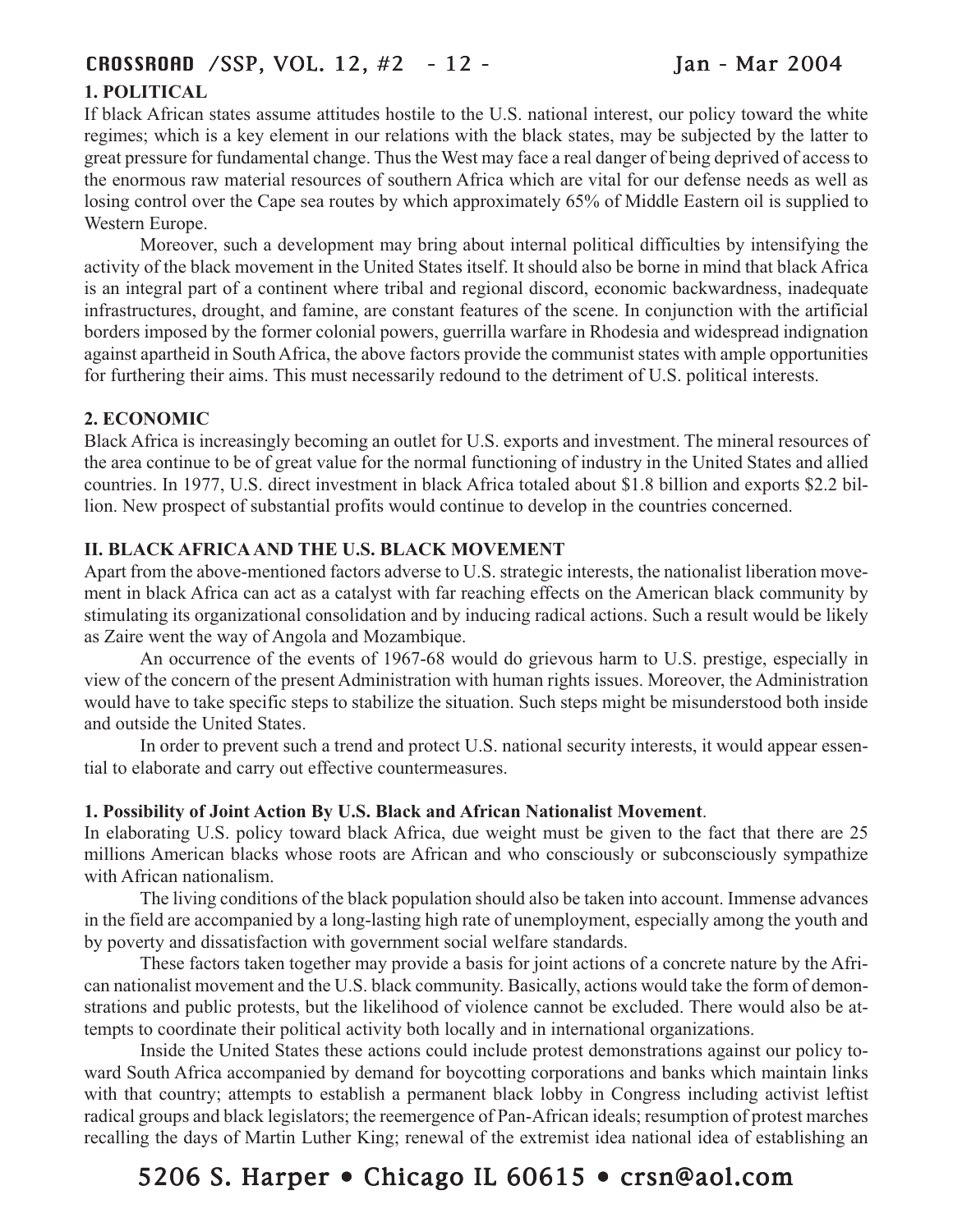### 1. POLITICAL

If black African states assume attitudes hostile to the U.S. national interest, our policy toward the white regimes; which is a key element in our relations with the black states, may be subjected by the latter to great pressure for fundamental change. Thus the West may face a real danger of being deprived of access to the enormous raw material resources of southern Africa which are vital for our defense needs as well as losing control over the Cape sea routes by which approximately 65% of Middle Eastern oil is supplied to Western Europe.

Moreover, such a development may bring about internal political difficulties by intensifying the activity of the black movement in the United States itself. It should also be borne in mind that black Africa is an integral part of a continent where tribal and regional discord, economic backwardness, inadequate infrastructures, drought, and famine, are constant features of the scene. In conjunction with the artificial borders imposed by the former colonial powers, guerrilla warfare in Rhodesia and widespread indignation against apartheid in South Africa, the above factors provide the communist states with ample opportunities for furthering their aims. This must necessarily redound to the detriment of U.S. political interests.

### 2. ECONOMIC

Black Africa is increasingly becoming an outlet for U.S. exports and investment. The mineral resources of the area continue to be of great value for the normal functioning of industry in the United States and allied countries. In 1977, U.S. direct investment in black Africa totaled about $1.8 billion and exports $2.2 billion. New prospect of substantial profits would continue to develop in the countries concerned.

## II. BLACK AFRICA AND THE U.S. BLACK MOVEMENT

Apart from the above-mentioned factors adverse to U.S. strategic interests, the nationalist liberation movement in black Africa can act as a catalyst with far reaching effects on the American black community by stimulating its organizational consolidation and by inducing radical actions. Such a result would be likely as Zaire went the way of Angola and Mozambique.

An occurrence of the events of 1967-68 would do grievous harm to U.S. prestige, especially in view of the concern of the present Administration with human rights issues. Moreover, the Administration would have to take specific steps to stabilize the situation. Such steps might be misunderstood both inside and outside the United States.

In order to prevent such a trend and protect U.S. national security interests, it would appear essential to elaborate and carry out effective countermeasures.

### 1. Possibility of Joint Action By U.S. Black and African Nationalist Movement.

In elaborating U.S. policy toward black Africa, due weight must be given to the fact that there are 25 millions American blacks whose roots are African and who consciously or subconsciously sympathize with African nationalism.

The living conditions of the black population should also be taken into account. Immense advances in the field are accompanied by a long-lasting high rate of unemployment, especially among the youth and by poverty and dissatisfaction with government social welfare standards.

These factors taken together may provide a basis for joint actions of a concrete nature by the African nationalist movement and the U.S. black community. Basically, actions would take the form of demonstrations and public protests, but the likelihood of violence cannot be excluded. There would also be attempts to coordinate their political activity both locally and in international organizations.

Inside the United States these actions could include protest demonstrations against our policy toward South Africa accompanied by demand for boycotting corporations and banks which maintain links with that country; attempts to establish a permanent black lobby in Congress including activist leftist radical groups and black legislators; the reemergence of Pan-African ideals; resumption of protest marches recalling the days of Martin Luther King; renewal of the extremist idea national idea of establishing an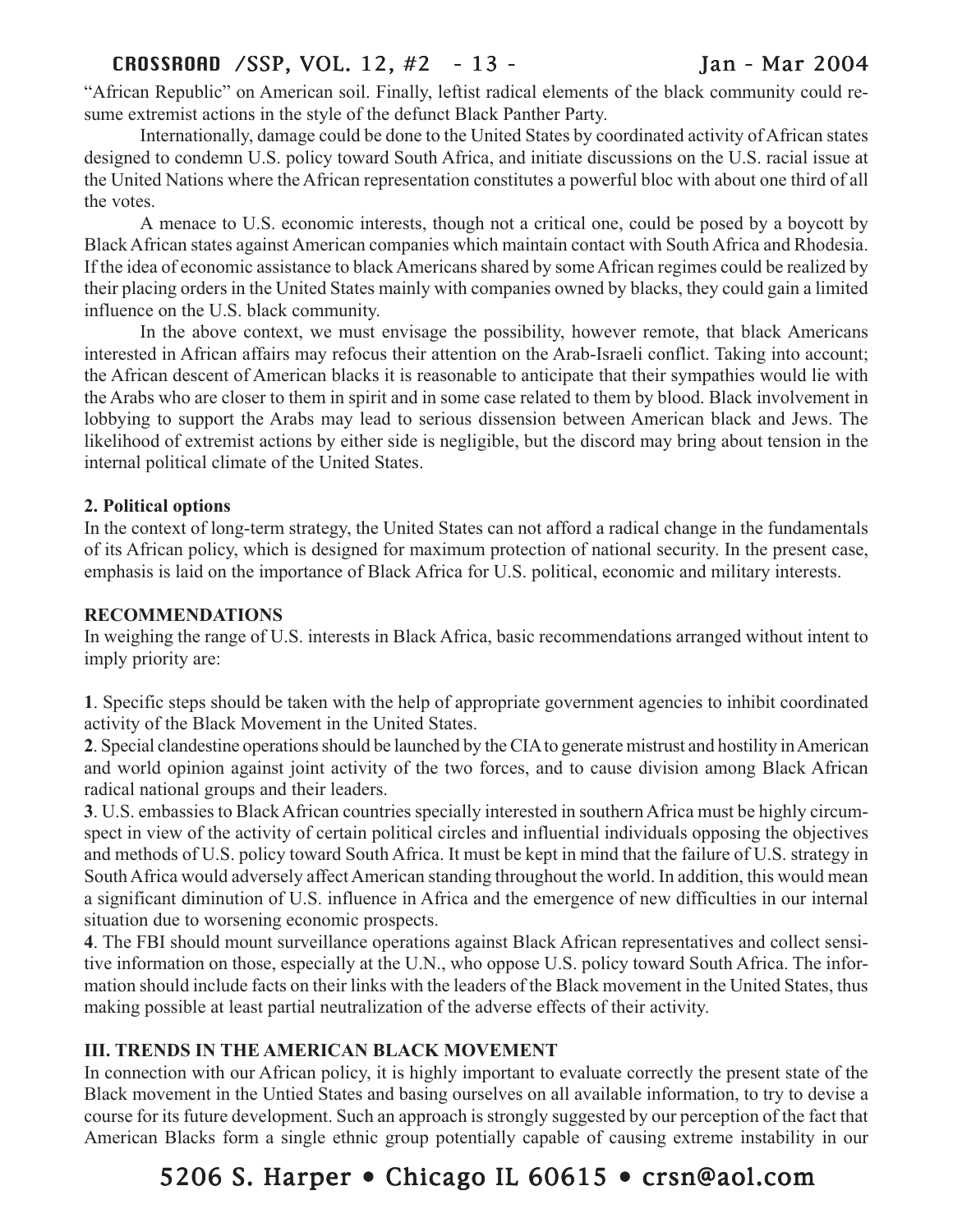"African Republic" on American soil. Finally, leftist radical elements of the black community could resume extremist actions in the style of the defunct Black Panther Party.

Internationally, damage could be done to the United States by coordinated activity of African states designed to condemn U.S. policy toward South Africa, and initiate discussions on the U.S. racial issue at the United Nations where the African representation constitutes a powerful bloc with about one third of all the votes.

A menace to U.S. economic interests, though not a critical one, could be posed by a boycott by Black African states against American companies which maintain contact with South Africa and Rhodesia. If the idea of economic assistance to black Americans shared by some African regimes could be realized by their placing orders in the United States mainly with companies owned by blacks, they could gain a limited influence on the U.S. black community.

In the above context, we must envisage the possibility, however remote, that black Americans interested in African affairs may refocus their attention on the Arab-Israeli conflict. Taking into account; the African descent of American blacks it is reasonable to anticipate that their sympathies would lie with the Arabs who are closer to them in spirit and in some case related to them by blood. Black involvement in lobbying to support the Arabs may lead to serious dissension between American black and Jews. The likelihood of extremist actions by either side is negligible, but the discord may bring about tension in the internal political climate of the United States.

**2. Political options**

In the context of long-term strategy, the United States can not afford a radical change in the fundamentals of its African policy, which is designed for maximum protection of national security. In the present case, emphasis is laid on the importance of Black Africa for U.S. political, economic and military interests.

**RECOMMENDATIONS**

In weighing the range of U.S. interests in Black Africa, basic recommendations arranged without intent to imply priority are:

**1**. Specific steps should be taken with the help of appropriate government agencies to inhibit coordinated activity of the Black Movement in the United States.

**2**. Special clandestine operations should be launched by the CIA to generate mistrust and hostility in American and world opinion against joint activity of the two forces, and to cause division among Black African radical national groups and their leaders.

**3**. U.S. embassies to Black African countries specially interested in southern Africa must be highly circumspect in view of the activity of certain political circles and influential individuals opposing the objectives and methods of U.S. policy toward South Africa. It must be kept in mind that the failure of U.S. strategy in South Africa would adversely affect American standing throughout the world. In addition, this would mean a significant diminution of U.S. influence in Africa and the emergence of new difficulties in our internal situation due to worsening economic prospects.

**4**. The FBI should mount surveillance operations against Black African representatives and collect sensitive information on those, especially at the U.N., who oppose U.S. policy toward South Africa. The information should include facts on their links with the leaders of the Black movement in the United States, thus making possible at least partial neutralization of the adverse effects of their activity.

## III. TRENDS IN THE AMERICAN BLACK MOVEMENT

In connection with our African policy, it is highly important to evaluate correctly the present state of the Black movement in the Untied States and basing ourselves on all available information, to try to devise a course for its future development. Such an approach is strongly suggested by our perception of the fact that American Blacks form a single ethnic group potentially capable of causing extreme instability in our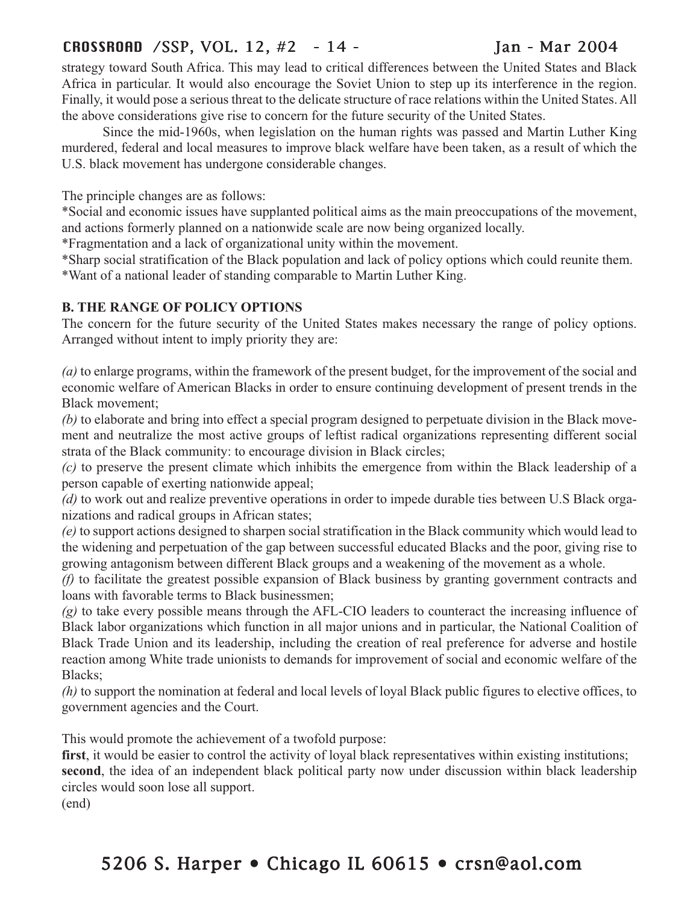strategy toward South Africa. This may lead to critical differences between the United States and Black Africa in particular. It would also encourage the Soviet Union to step up its interference in the region. Finally, it would pose a serious threat to the delicate structure of race relations within the United States. All the above considerations give rise to concern for the future security of the United States.

Since the mid-1960s, when legislation on the human rights was passed and Martin Luther King murdered, federal and local measures to improve black welfare have been taken, as a result of which the U.S. black movement has undergone considerable changes.

The principle changes are as follows:

*Social and economic issues have supplanted political aims as the main preoccupations of the movement, and actions formerly planned on a nationwide scale are now being organized locally.

*Fragmentation and a lack of organizational unity within the movement.

*Sharp social stratification of the Black population and lack of policy options which could reunite them.

*Want of a national leader of standing comparable to Martin Luther King.

**B. THE RANGE OF POLICY OPTIONS**

The concern for the future security of the United States makes necessary the range of policy options. Arranged without intent to imply priority they are:

*(a)* to enlarge programs, within the framework of the present budget, for the improvement of the social and economic welfare of American Blacks in order to ensure continuing development of present trends in the Black movement;

*(b)* to elaborate and bring into effect a special program designed to perpetuate division in the Black movement and neutralize the most active groups of leftist radical organizations representing different social strata of the Black community: to encourage division in Black circles;

*(c)* to preserve the present climate which inhibits the emergence from within the Black leadership of a person capable of exerting nationwide appeal;

*(d)* to work out and realize preventive operations in order to impede durable ties between U.S Black organizations and radical groups in African states;

*(e)* to support actions designed to sharpen social stratification in the Black community which would lead to the widening and perpetuation of the gap between successful educated Blacks and the poor, giving rise to growing antagonism between different Black groups and a weakening of the movement as a whole.

*(f)* to facilitate the greatest possible expansion of Black business by granting government contracts and loans with favorable terms to Black businessmen;

*(g)* to take every possible means through the AFL-CIO leaders to counteract the increasing influence of Black labor organizations which function in all major unions and in particular, the National Coalition of Black Trade Union and its leadership, including the creation of real preference for adverse and hostile reaction among White trade unionists to demands for improvement of social and economic welfare of the Blacks;

*(h)* to support the nomination at federal and local levels of loyal Black public figures to elective offices, to government agencies and the Court.

This would promote the achievement of a twofold purpose:

**first**, it would be easier to control the activity of loyal black representatives within existing institutions;

**second**, the idea of an independent black political party now under discussion within black leadership circles would soon lose all support.

(end)

5206 S. Harper • Chicago IL 60615 • crsn@aol.com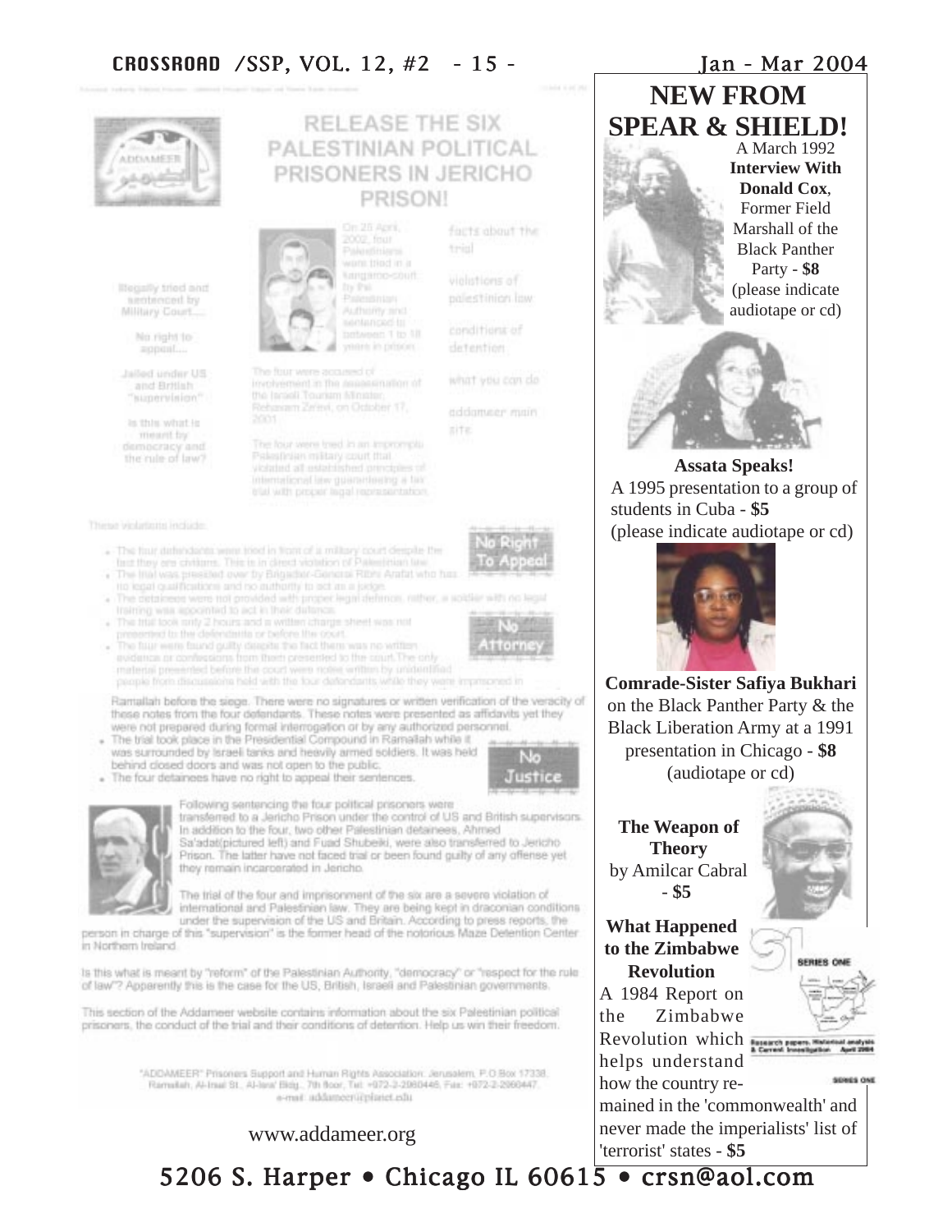# RELEASE THE SIX PALESTINIAN POLITICAL PRISONERS IN JERICHO PRISON!

Illegally tried and sentenced by Military Court....

No right to appeal....

Jailed under US and British "supervision"

Is this what is meant by democracy and the rule of law?

On 25 April, 2002, four Palestinians were tried in a kangaroo-court by the Palestinian Authority and sentenced to between 1 to 18 years in prison.

The four were accused of involvement in the assassination of the Israeli Tourism Minister, Rehavam Zeevi, on October 17, 2001.

The four were tried in an impromptu Palestinian military court that violated all established principles of international law guaranteeing a fair trial with proper legal representation.

facts about the trial

violations of palestinian law

conditions of detention

what you can do

addameer main site

These violations include:

- The four defendants were tried in front of a military court despite the fact they are civilians. This is in direct violation of Palestinian law.
- The trial was presided over by Brigadier-General Ribhi Arafat who has no legal qualifications and no authority to act as a judge.
- The detainees were not provided with proper legal defence; rather, a soldier with no legal training was appointed to act in their defence.
- The trial took only 2 hours and a written charge sheet was not presented to the defendants or before the court.
- The four were found guilty despite the fact there was no written evidence or confessions from them presented to the court. The only material presented before the court were notes written by unidentified people from discussions held with the four defendants while they were imprisoned in Ramallah before the siege. There were no signatures or written verification of the veracity of these notes from the four defendants. These notes were presented as affidavits yet they were not prepared during formal interrogation or by any authorized personnel.
- The trial took place in the Presidential Compound in Ramallah while it was surrounded by Israeli tanks and heavily armed soldiers. It was held behind closed doors and was not open to the public.
- The four detainees have no right to appeal their sentences.

No Right To Appeal

No Attorney

No Justice

Following sentencing the four political prisoners were transferred to a Jericho Prison under the control of US and British supervisors. In addition to the four, two other Palestinian detainees, Ahmed Sa'adat(pictured left) and Fuad Shubeiki, were also transferred to Jericho Prison. The latter have not faced trial or been found guilty of any offense yet they remain incarcerated in Jericho.

The trial of the four and imprisonment of the six are a severe violation of international and Palestinian law. They are being kept in draconian conditions under the supervision of the US and Britain. According to press reports, the person in charge of this "supervision" is the former head of the notorious Maze Detention Center in Northern Ireland.

Is this what is meant by "reform" of the Palestinian Authority, "democracy" or "respect for the rule of law"? Apparently this is the case for the US, British, Israeli and Palestinian governments.

This section of the Addameer website contains information about the six Palestinian political prisoners, the conduct of the trial and their conditions of detention. Help us win their freedom.

"ADDAMEER" Prisoners Support and Human Rights Association: Jerusalem, P.O.Box 17338, Ramallah, Al-Irsal St., Al-Isra' Bldg., 7th floor, Tel: +972-2-2960446, Fax: +972-2-2960447, e-mail: addameer@planet.edu

www.addameer.org

# NEW FROM SPEAR & SHIELD!

A March 1992 **Interview With Donald Cox**, Former Field Marshall of the Black Panther Party - **$8** (please indicate audiotape or cd)

**Assata Speaks!**
A 1995 presentation to a group of students in Cuba - **$5** (please indicate audiotape or cd)

**Comrade-Sister Safiya Bukhari** on the Black Panther Party & the Black Liberation Army at a 1991 presentation in Chicago - **$8** (audiotape or cd)

**The Weapon of Theory** by Amilcar Cabral - **$5**

**What Happened to the Zimbabwe Revolution**
A 1984 Report on the Zimbabwe Revolution which helps understand how the country remained in the 'commonwealth' and never made the imperialists' list of 'terrorist' states - **$5**

5206 S. Harper • Chicago IL 60615 • crsn@aol.com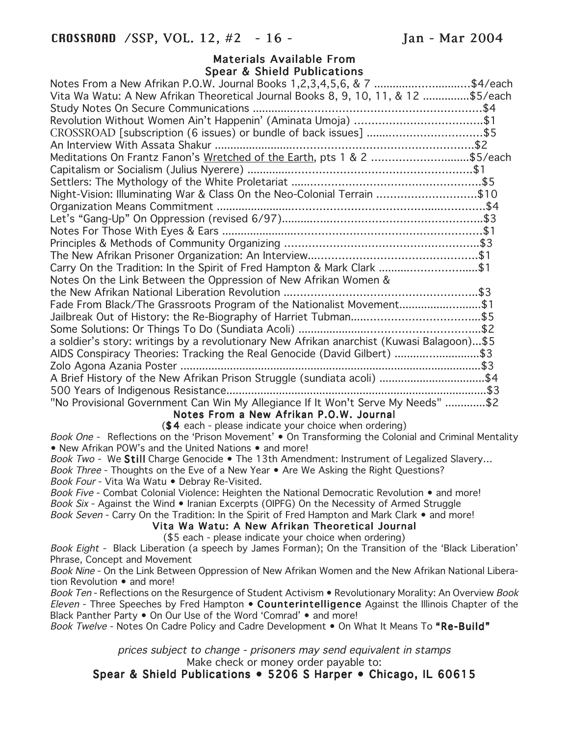## Materials Available From Spear & Shield Publications

Notes From a New Afrikan P.O.W. Journal Books 1,2,3,4,5,6, & 7 ..............................$4/each
Vita Wa Watu: A New Afrikan Theoretical Journal Books 8, 9, 10, 11, & 12 ...............$5/each
Study Notes On Secure Communications ....................................................................$4
Revolution Without Women Ain't Happenin' (Aminata Umoja) .....................................$1
CROSSROAD [subscription (6 issues) or bundle of back issues] ..................................$5
An Interview With Assata Shakur ...........................................................................$2
Meditations On Frantz Fanon's Wretched of the Earth, pts 1 & 2 .............................$5/each
Capitalism or Socialism (Julius Nyerere) ..................................................................$1
Settlers: The Mythology of the White Proletariat .......................................................$5
Night-Vision: Illuminating War & Class On the Neo-Colonial Terrain .............................$10
Organization Means Commitment ................................................................................$4
Let's "Gang-Up" On Oppression (revised 6/97)...........................................................$3
Notes For Those With Eyes & Ears ............................................................................$1
Principles & Methods of Community Organizing .........................................................$3
The New Afrikan Prisoner Organization: An Interview.................................................$1
Carry On the Tradition: In the Spirit of Fred Hampton & Mark Clark .............................$1
Notes On the Link Between the Oppression of New Afrikan Women & the New Afrikan National Liberation Revolution ........................................................$3
Fade From Black/The Grassroots Program of the Nationalist Movement..........................$1
Jailbreak Out of History: the Re-Biography of Harriet Tubman......................................$5
Some Solutions: Or Things To Do (Sundiata Acoli) .......................................................$2
a soldier's story: writings by a revolutionary New Afrikan anarchist (Kuwasi Balagoon)...$5
AIDS Conspiracy Theories: Tracking the Real Genocide (David Gilbert) ..........................$3
Zolo Agona Azania Poster ...............................................................................................$3
A Brief History of the New Afrikan Prison Struggle (sundiata acoli) .................................$4
500 Years of Indigenous Resistance...................................................................................$3
"No Provisional Government Can Win My Allegiance If It Won't Serve My Needs" .............$2

### Notes From a New Afrikan P.O.W. Journal

(**$4** each - please indicate your choice when ordering)

*Book One* - Reflections on the 'Prison Movement' • On Transforming the Colonial and Criminal Mentality • New Afrikan POW's and the United Nations • and more!
*Book Two* - We **Still** Charge Genocide • The 13th Amendment: Instrument of Legalized Slavery...
*Book Three* - Thoughts on the Eve of a New Year • Are We Asking the Right Questions?
*Book Four* - Vita Wa Watu • Debray Re-Visited.
*Book Five* - Combat Colonial Violence: Heighten the National Democratic Revolution • and more!
*Book Six* - Against the Wind • Iranian Excerpts (OIPFG) On the Necessity of Armed Struggle
*Book Seven* - Carry On the Tradition: In the Spirit of Fred Hampton and Mark Clark • and more!

### Vita Wa Watu: A New Afrikan Theoretical Journal

($5 each - please indicate your choice when ordering)

*Book Eight* - Black Liberation (a speech by James Forman); On the Transition of the 'Black Liberation' Phrase, Concept and Movement
*Book Nine* - On the Link Between Oppression of New Afrikan Women and the New Afrikan National Liberation Revolution • and more!
*Book Ten* - Reflections on the Resurgence of Student Activism • Revolutionary Morality: An Overview
*Book Eleven* - Three Speeches by Fred Hampton • **Counterintelligence** Against the Illinois Chapter of the Black Panther Party • On Our Use of the Word 'Comrad' • and more!
*Book Twelve* - Notes On Cadre Policy and Cadre Development • On What It Means To **"Re-Build"**

*prices subject to change - prisoners may send equivalent in stamps*
Make check or money order payable to:
**Spear & Shield Publications • 5206 S Harper • Chicago, IL 60615**